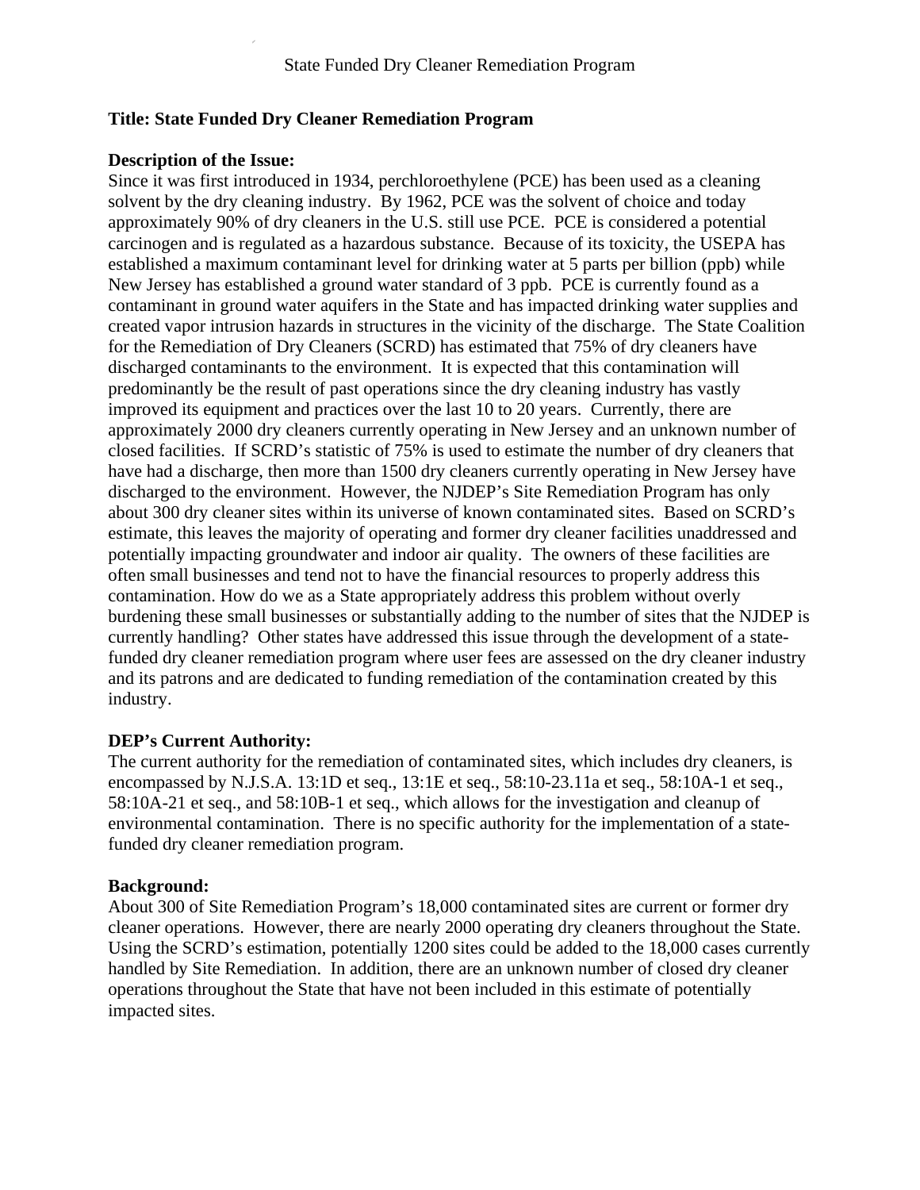# State Funded Dry Cleaner Remediation Program

**Title: State Funded Dry Cleaner Remediation Program**

**Description of the Issue:**

Since it was first introduced in 1934, perchloroethylene (PCE) has been used as a cleaning solvent by the dry cleaning industry. By 1962, PCE was the solvent of choice and today approximately 90% of dry cleaners in the U.S. still use PCE. PCE is considered a potential carcinogen and is regulated as a hazardous substance. Because of its toxicity, the USEPA has established a maximum contaminant level for drinking water at 5 parts per billion (ppb) while New Jersey has established a ground water standard of 3 ppb. PCE is currently found as a contaminant in ground water aquifers in the State and has impacted drinking water supplies and created vapor intrusion hazards in structures in the vicinity of the discharge. The State Coalition for the Remediation of Dry Cleaners (SCRD) has estimated that 75% of dry cleaners have discharged contaminants to the environment. It is expected that this contamination will predominantly be the result of past operations since the dry cleaning industry has vastly improved its equipment and practices over the last 10 to 20 years. Currently, there are approximately 2000 dry cleaners currently operating in New Jersey and an unknown number of closed facilities. If SCRD's statistic of 75% is used to estimate the number of dry cleaners that have had a discharge, then more than 1500 dry cleaners currently operating in New Jersey have discharged to the environment. However, the NJDEP's Site Remediation Program has only about 300 dry cleaner sites within its universe of known contaminated sites. Based on SCRD's estimate, this leaves the majority of operating and former dry cleaner facilities unaddressed and potentially impacting groundwater and indoor air quality. The owners of these facilities are often small businesses and tend not to have the financial resources to properly address this contamination. How do we as a State appropriately address this problem without overly burdening these small businesses or substantially adding to the number of sites that the NJDEP is currently handling? Other states have addressed this issue through the development of a state-funded dry cleaner remediation program where user fees are assessed on the dry cleaner industry and its patrons and are dedicated to funding remediation of the contamination created by this industry.

**DEP's Current Authority:**

The current authority for the remediation of contaminated sites, which includes dry cleaners, is encompassed by N.J.S.A. 13:1D et seq., 13:1E et seq., 58:10-23.11a et seq., 58:10A-1 et seq., 58:10A-21 et seq., and 58:10B-1 et seq., which allows for the investigation and cleanup of environmental contamination. There is no specific authority for the implementation of a state-funded dry cleaner remediation program.

**Background:**

About 300 of Site Remediation Program's 18,000 contaminated sites are current or former dry cleaner operations. However, there are nearly 2000 operating dry cleaners throughout the State. Using the SCRD's estimation, potentially 1200 sites could be added to the 18,000 cases currently handled by Site Remediation. In addition, there are an unknown number of closed dry cleaner operations throughout the State that have not been included in this estimate of potentially impacted sites.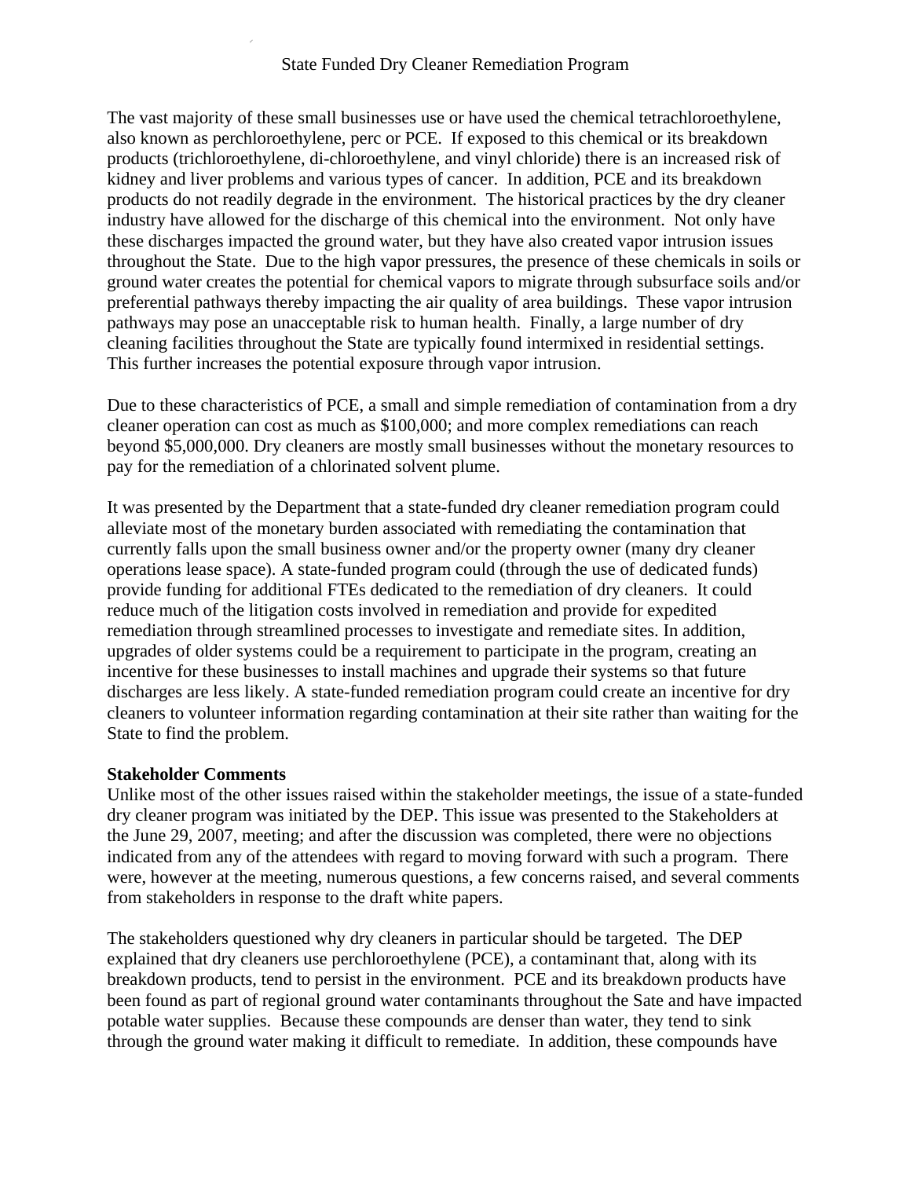State Funded Dry Cleaner Remediation Program

The vast majority of these small businesses use or have used the chemical tetrachloroethylene, also known as perchloroethylene, perc or PCE. If exposed to this chemical or its breakdown products (trichloroethylene, di-chloroethylene, and vinyl chloride) there is an increased risk of kidney and liver problems and various types of cancer. In addition, PCE and its breakdown products do not readily degrade in the environment. The historical practices by the dry cleaner industry have allowed for the discharge of this chemical into the environment. Not only have these discharges impacted the ground water, but they have also created vapor intrusion issues throughout the State. Due to the high vapor pressures, the presence of these chemicals in soils or ground water creates the potential for chemical vapors to migrate through subsurface soils and/or preferential pathways thereby impacting the air quality of area buildings. These vapor intrusion pathways may pose an unacceptable risk to human health. Finally, a large number of dry cleaning facilities throughout the State are typically found intermixed in residential settings. This further increases the potential exposure through vapor intrusion.

Due to these characteristics of PCE, a small and simple remediation of contamination from a dry cleaner operation can cost as much as $100,000; and more complex remediations can reach beyond $5,000,000. Dry cleaners are mostly small businesses without the monetary resources to pay for the remediation of a chlorinated solvent plume.

It was presented by the Department that a state-funded dry cleaner remediation program could alleviate most of the monetary burden associated with remediating the contamination that currently falls upon the small business owner and/or the property owner (many dry cleaner operations lease space). A state-funded program could (through the use of dedicated funds) provide funding for additional FTEs dedicated to the remediation of dry cleaners. It could reduce much of the litigation costs involved in remediation and provide for expedited remediation through streamlined processes to investigate and remediate sites. In addition, upgrades of older systems could be a requirement to participate in the program, creating an incentive for these businesses to install machines and upgrade their systems so that future discharges are less likely. A state-funded remediation program could create an incentive for dry cleaners to volunteer information regarding contamination at their site rather than waiting for the State to find the problem.

**Stakeholder Comments**

Unlike most of the other issues raised within the stakeholder meetings, the issue of a state-funded dry cleaner program was initiated by the DEP. This issue was presented to the Stakeholders at the June 29, 2007, meeting; and after the discussion was completed, there were no objections indicated from any of the attendees with regard to moving forward with such a program. There were, however at the meeting, numerous questions, a few concerns raised, and several comments from stakeholders in response to the draft white papers.

The stakeholders questioned why dry cleaners in particular should be targeted. The DEP explained that dry cleaners use perchloroethylene (PCE), a contaminant that, along with its breakdown products, tend to persist in the environment. PCE and its breakdown products have been found as part of regional ground water contaminants throughout the Sate and have impacted potable water supplies. Because these compounds are denser than water, they tend to sink through the ground water making it difficult to remediate. In addition, these compounds have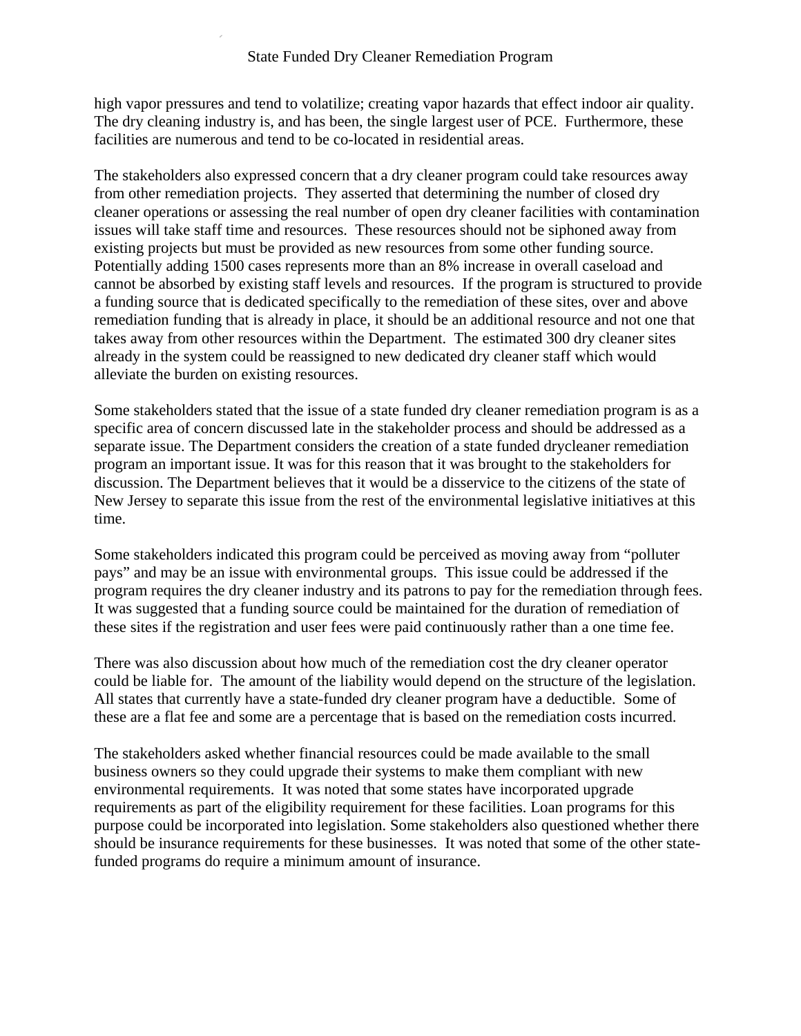high vapor pressures and tend to volatilize; creating vapor hazards that effect indoor air quality. The dry cleaning industry is, and has been, the single largest user of PCE. Furthermore, these facilities are numerous and tend to be co-located in residential areas.

The stakeholders also expressed concern that a dry cleaner program could take resources away from other remediation projects. They asserted that determining the number of closed dry cleaner operations or assessing the real number of open dry cleaner facilities with contamination issues will take staff time and resources. These resources should not be siphoned away from existing projects but must be provided as new resources from some other funding source. Potentially adding 1500 cases represents more than an 8% increase in overall caseload and cannot be absorbed by existing staff levels and resources. If the program is structured to provide a funding source that is dedicated specifically to the remediation of these sites, over and above remediation funding that is already in place, it should be an additional resource and not one that takes away from other resources within the Department. The estimated 300 dry cleaner sites already in the system could be reassigned to new dedicated dry cleaner staff which would alleviate the burden on existing resources.

Some stakeholders stated that the issue of a state funded dry cleaner remediation program is as a specific area of concern discussed late in the stakeholder process and should be addressed as a separate issue. The Department considers the creation of a state funded drycleaner remediation program an important issue. It was for this reason that it was brought to the stakeholders for discussion. The Department believes that it would be a disservice to the citizens of the state of New Jersey to separate this issue from the rest of the environmental legislative initiatives at this time.

Some stakeholders indicated this program could be perceived as moving away from "polluter pays" and may be an issue with environmental groups. This issue could be addressed if the program requires the dry cleaner industry and its patrons to pay for the remediation through fees. It was suggested that a funding source could be maintained for the duration of remediation of these sites if the registration and user fees were paid continuously rather than a one time fee.

There was also discussion about how much of the remediation cost the dry cleaner operator could be liable for. The amount of the liability would depend on the structure of the legislation. All states that currently have a state-funded dry cleaner program have a deductible. Some of these are a flat fee and some are a percentage that is based on the remediation costs incurred.

The stakeholders asked whether financial resources could be made available to the small business owners so they could upgrade their systems to make them compliant with new environmental requirements. It was noted that some states have incorporated upgrade requirements as part of the eligibility requirement for these facilities. Loan programs for this purpose could be incorporated into legislation. Some stakeholders also questioned whether there should be insurance requirements for these businesses. It was noted that some of the other state-funded programs do require a minimum amount of insurance.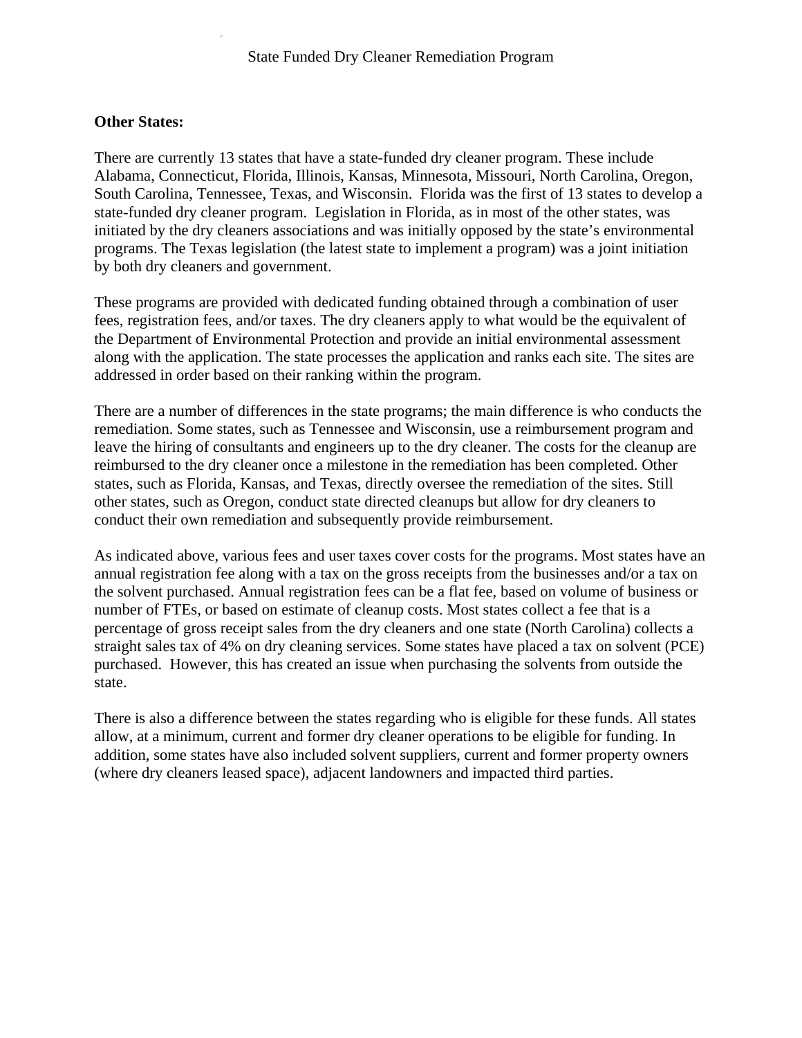State Funded Dry Cleaner Remediation Program

**Other States:**

There are currently 13 states that have a state-funded dry cleaner program. These include Alabama, Connecticut, Florida, Illinois, Kansas, Minnesota, Missouri, North Carolina, Oregon, South Carolina, Tennessee, Texas, and Wisconsin. Florida was the first of 13 states to develop a state-funded dry cleaner program. Legislation in Florida, as in most of the other states, was initiated by the dry cleaners associations and was initially opposed by the state's environmental programs. The Texas legislation (the latest state to implement a program) was a joint initiation by both dry cleaners and government.

These programs are provided with dedicated funding obtained through a combination of user fees, registration fees, and/or taxes. The dry cleaners apply to what would be the equivalent of the Department of Environmental Protection and provide an initial environmental assessment along with the application. The state processes the application and ranks each site. The sites are addressed in order based on their ranking within the program.

There are a number of differences in the state programs; the main difference is who conducts the remediation. Some states, such as Tennessee and Wisconsin, use a reimbursement program and leave the hiring of consultants and engineers up to the dry cleaner. The costs for the cleanup are reimbursed to the dry cleaner once a milestone in the remediation has been completed. Other states, such as Florida, Kansas, and Texas, directly oversee the remediation of the sites. Still other states, such as Oregon, conduct state directed cleanups but allow for dry cleaners to conduct their own remediation and subsequently provide reimbursement.

As indicated above, various fees and user taxes cover costs for the programs. Most states have an annual registration fee along with a tax on the gross receipts from the businesses and/or a tax on the solvent purchased. Annual registration fees can be a flat fee, based on volume of business or number of FTEs, or based on estimate of cleanup costs. Most states collect a fee that is a percentage of gross receipt sales from the dry cleaners and one state (North Carolina) collects a straight sales tax of 4% on dry cleaning services. Some states have placed a tax on solvent (PCE) purchased. However, this has created an issue when purchasing the solvents from outside the state.

There is also a difference between the states regarding who is eligible for these funds. All states allow, at a minimum, current and former dry cleaner operations to be eligible for funding. In addition, some states have also included solvent suppliers, current and former property owners (where dry cleaners leased space), adjacent landowners and impacted third parties.